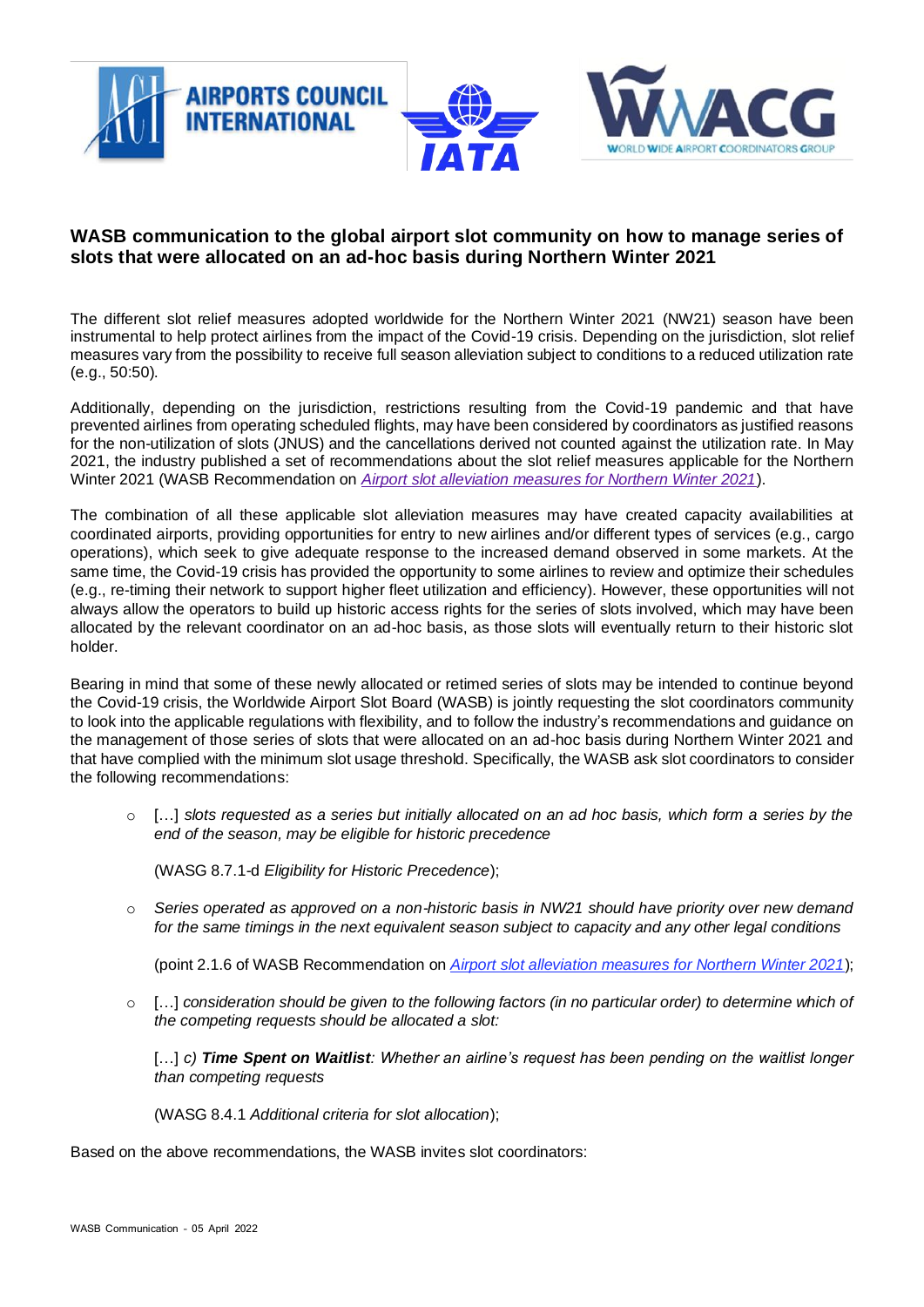# WASB communication to the global airport slot community on how to manage series of slots that were allocated on an ad-hoc basis during Northern Winter 2021

The different slot relief measures adopted worldwide for the Northern Winter 2021 (NW21) season have been instrumental to help protect airlines from the impact of the Covid-19 crisis. Depending on the jurisdiction, slot relief measures vary from the possibility to receive full season alleviation subject to conditions to a reduced utilization rate (e.g., 50:50).

Additionally, depending on the jurisdiction, restrictions resulting from the Covid-19 pandemic and that have prevented airlines from operating scheduled flights, may have been considered by coordinators as justified reasons for the non-utilization of slots (JNUS) and the cancellations derived not counted against the utilization rate. In May 2021, the industry published a set of recommendations about the slot relief measures applicable for the Northern Winter 2021 (WASB Recommendation on [Airport slot alleviation measures for Northern Winter 2021](#)).

The combination of all these applicable slot alleviation measures may have created capacity availabilities at coordinated airports, providing opportunities for entry to new airlines and/or different types of services (e.g., cargo operations), which seek to give adequate response to the increased demand observed in some markets. At the same time, the Covid-19 crisis has provided the opportunity to some airlines to review and optimize their schedules (e.g., re-timing their network to support higher fleet utilization and efficiency). However, these opportunities will not always allow the operators to build up historic access rights for the series of slots involved, which may have been allocated by the relevant coordinator on an ad-hoc basis, as those slots will eventually return to their historic slot holder.

Bearing in mind that some of these newly allocated or retimed series of slots may be intended to continue beyond the Covid-19 crisis, the Worldwide Airport Slot Board (WASB) is jointly requesting the slot coordinators community to look into the applicable regulations with flexibility, and to follow the industry's recommendations and guidance on the management of those series of slots that were allocated on an ad-hoc basis during Northern Winter 2021 and that have complied with the minimum slot usage threshold. Specifically, the WASB ask slot coordinators to consider the following recommendations:

- […] *slots requested as a series but initially allocated on an ad hoc basis, which form a series by the end of the season, may be eligible for historic precedence*

  (WASG 8.7.1-d *Eligibility for Historic Precedence*);

- *Series operated as approved on a non-historic basis in NW21 should have priority over new demand for the same timings in the next equivalent season subject to capacity and any other legal conditions*

  (point 2.1.6 of WASB Recommendation on [Airport slot alleviation measures for Northern Winter 2021](#));

- […] *consideration should be given to the following factors (in no particular order) to determine which of the competing requests should be allocated a slot:*

  […] *c)* ***Time Spent on Waitlist****: Whether an airline's request has been pending on the waitlist longer than competing requests*

  (WASG 8.4.1 *Additional criteria for slot allocation*);

Based on the above recommendations, the WASB invites slot coordinators: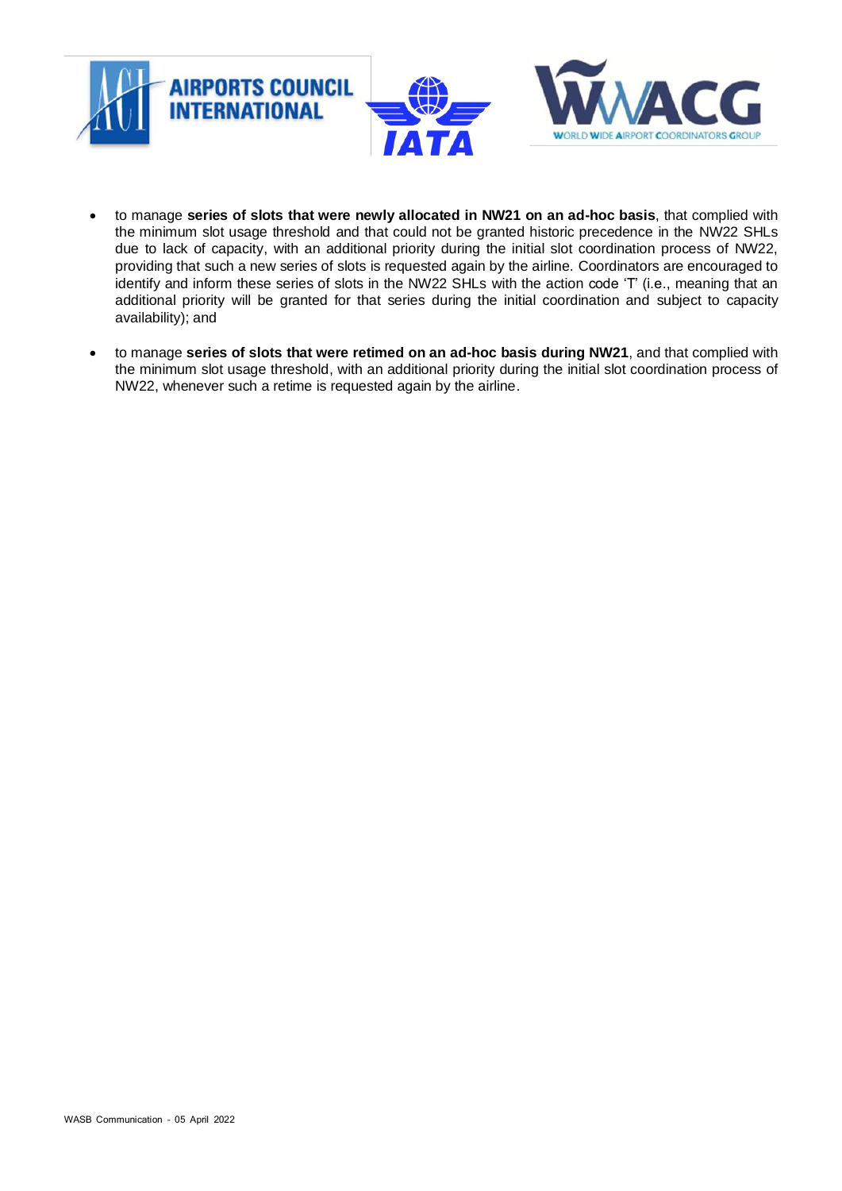- to manage **series of slots that were newly allocated in NW21 on an ad-hoc basis**, that complied with the minimum slot usage threshold and that could not be granted historic precedence in the NW22 SHLs due to lack of capacity, with an additional priority during the initial slot coordination process of NW22, providing that such a new series of slots is requested again by the airline. Coordinators are encouraged to identify and inform these series of slots in the NW22 SHLs with the action code 'T' (i.e., meaning that an additional priority will be granted for that series during the initial coordination and subject to capacity availability); and

- to manage **series of slots that were retimed on an ad-hoc basis during NW21**, and that complied with the minimum slot usage threshold, with an additional priority during the initial slot coordination process of NW22, whenever such a retime is requested again by the airline.